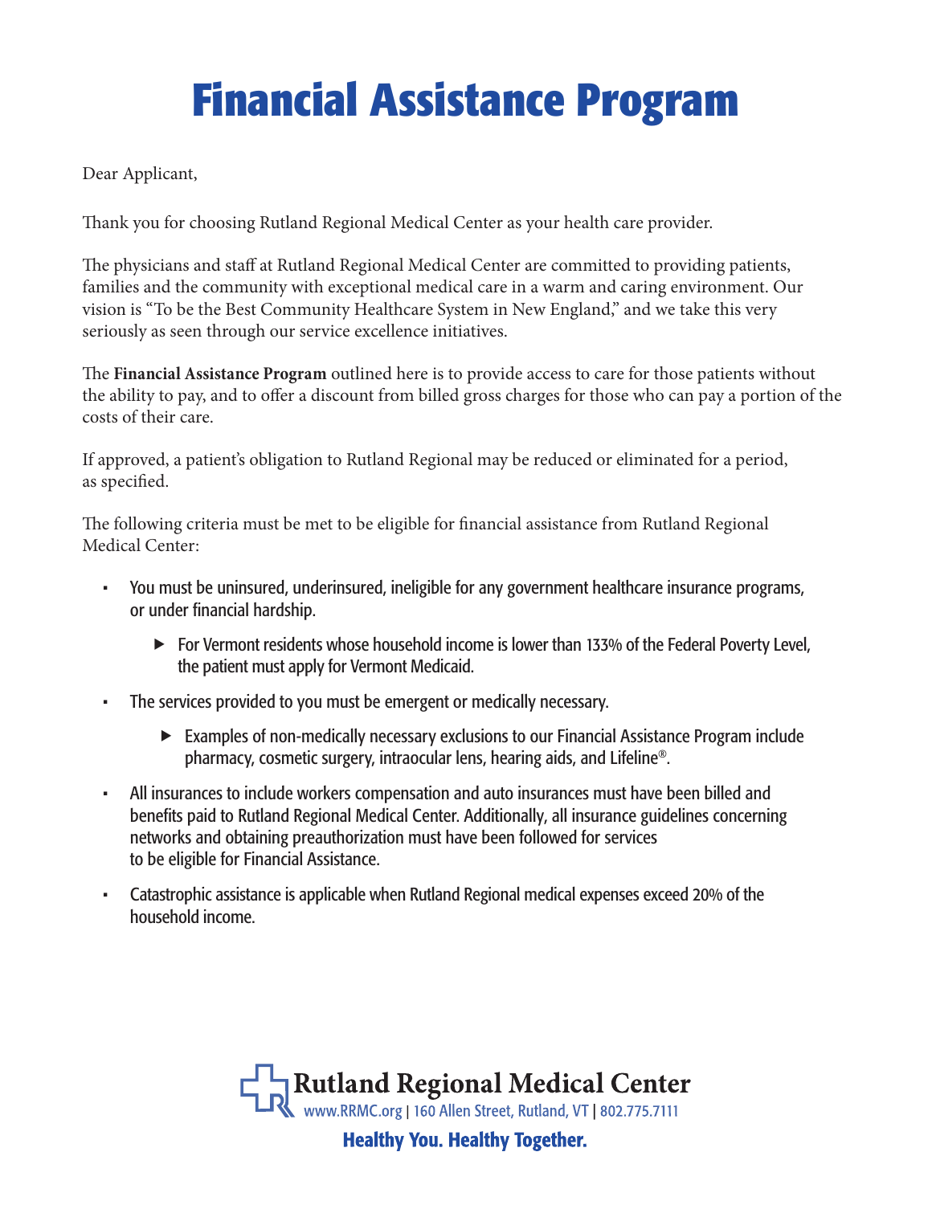# Financial Assistance Program

Dear Applicant,

Thank you for choosing Rutland Regional Medical Center as your health care provider.

The physicians and staff at Rutland Regional Medical Center are committed to providing patients, families and the community with exceptional medical care in a warm and caring environment. Our vision is "To be the Best Community Healthcare System in New England," and we take this very seriously as seen through our service excellence initiatives.

The **Financial Assistance Program** outlined here is to provide access to care for those patients without the ability to pay, and to offer a discount from billed gross charges for those who can pay a portion of the costs of their care.

If approved, a patient's obligation to Rutland Regional may be reduced or eliminated for a period, as specified.

The following criteria must be met to be eligible for financial assistance from Rutland Regional Medical Center:

- You must be uninsured, underinsured, ineligible for any government healthcare insurance programs, or under financial hardship.
  - For Vermont residents whose household income is lower than 133% of the Federal Poverty Level, the patient must apply for Vermont Medicaid.
- The services provided to you must be emergent or medically necessary.
  - Examples of non-medically necessary exclusions to our Financial Assistance Program include pharmacy, cosmetic surgery, intraocular lens, hearing aids, and Lifeline®.
- All insurances to include workers compensation and auto insurances must have been billed and benefits paid to Rutland Regional Medical Center. Additionally, all insurance guidelines concerning networks and obtaining preauthorization must have been followed for services to be eligible for Financial Assistance.
- Catastrophic assistance is applicable when Rutland Regional medical expenses exceed 20% of the household income.

Rutland Regional Medical Center
www.RRMC.org | 160 Allen Street, Rutland, VT | 802.775.7111

Healthy You. Healthy Together.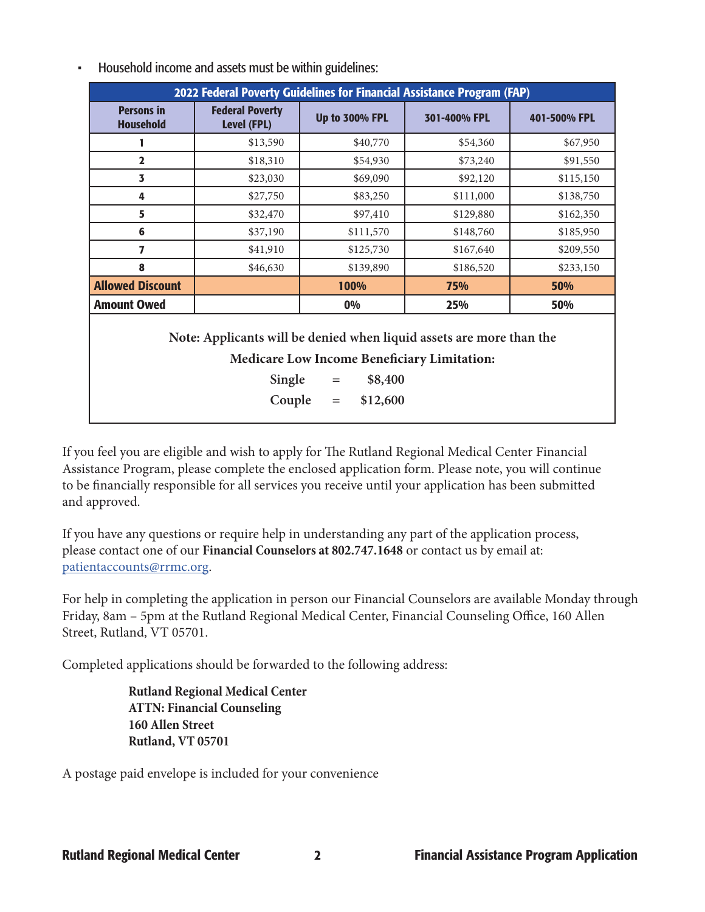- Household income and assets must be within guidelines:

| 2022 Federal Poverty Guidelines for Financial Assistance Program (FAP) | | | | |
|---|---|---|---|---|
| **Persons in Household** | **Federal Poverty Level (FPL)** | **Up to 300% FPL** | **301-400% FPL** | **401-500% FPL** |
| 1 | $13,590 | $40,770 | $54,360 | $67,950 |
| 2 | $18,310 | $54,930 | $73,240 | $91,550 |
| 3 | $23,030 | $69,090 | $92,120 | $115,150 |
| 4 | $27,750 | $83,250 | $111,000 | $138,750 |
| 5 | $32,470 | $97,410 | $129,880 | $162,350 |
| 6 | $37,190 | $111,570 | $148,760 | $185,950 |
| 7 | $41,910 | $125,730 | $167,640 | $209,550 |
| 8 | $46,630 | $139,890 | $186,520 | $233,150 |
| **Allowed Discount** | | **100%** | **75%** | **50%** |
| **Amount Owed** | | **0%** | **25%** | **50%** |

**Note: Applicants will be denied when liquid assets are more than the Medicare Low Income Beneficiary Limitation:**

**Single = $8,400**

**Couple = $12,600**

If you feel you are eligible and wish to apply for The Rutland Regional Medical Center Financial Assistance Program, please complete the enclosed application form. Please note, you will continue to be financially responsible for all services you receive until your application has been submitted and approved.

If you have any questions or require help in understanding any part of the application process, please contact one of our **Financial Counselors at 802.747.1648** or contact us by email at: patientaccounts@rrmc.org.

For help in completing the application in person our Financial Counselors are available Monday through Friday, 8am – 5pm at the Rutland Regional Medical Center, Financial Counseling Office, 160 Allen Street, Rutland, VT 05701.

Completed applications should be forwarded to the following address:

**Rutland Regional Medical Center**
**ATTN: Financial Counseling**
**160 Allen Street**
**Rutland, VT 05701**

A postage paid envelope is included for your convenience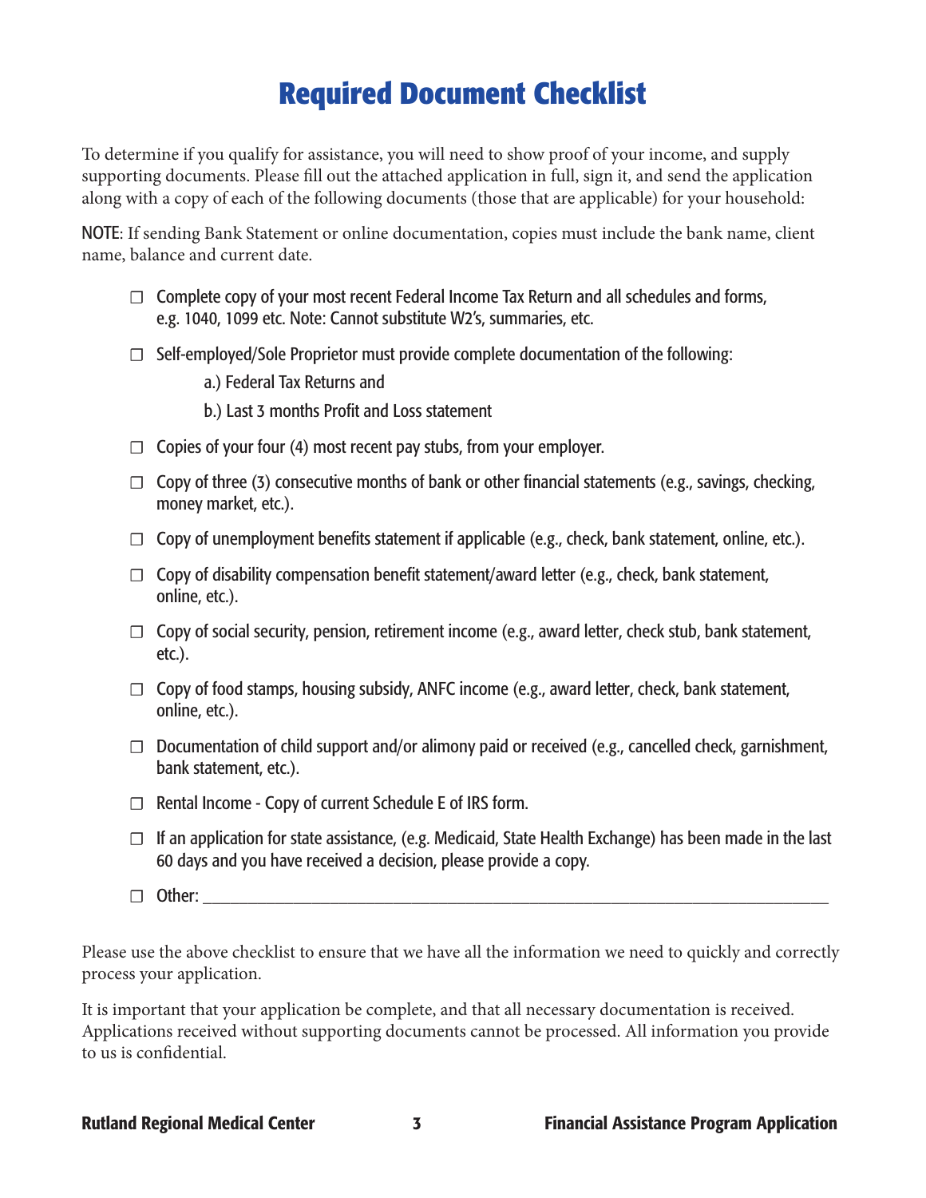# Required Document Checklist

To determine if you qualify for assistance, you will need to show proof of your income, and supply supporting documents. Please fill out the attached application in full, sign it, and send the application along with a copy of each of the following documents (those that are applicable) for your household:

**NOTE**: If sending Bank Statement or online documentation, copies must include the bank name, client name, balance and current date.

- ☐ Complete copy of your most recent Federal Income Tax Return and all schedules and forms, e.g. 1040, 1099 etc. Note: Cannot substitute W2's, summaries, etc.
- ☐ Self-employed/Sole Proprietor must provide complete documentation of the following:
  - a.) Federal Tax Returns and
  - b.) Last 3 months Profit and Loss statement
- ☐ Copies of your four (4) most recent pay stubs, from your employer.
- ☐ Copy of three (3) consecutive months of bank or other financial statements (e.g., savings, checking, money market, etc.).
- ☐ Copy of unemployment benefits statement if applicable (e.g., check, bank statement, online, etc.).
- ☐ Copy of disability compensation benefit statement/award letter (e.g., check, bank statement, online, etc.).
- ☐ Copy of social security, pension, retirement income (e.g., award letter, check stub, bank statement, etc.).
- ☐ Copy of food stamps, housing subsidy, ANFC income (e.g., award letter, check, bank statement, online, etc.).
- ☐ Documentation of child support and/or alimony paid or received (e.g., cancelled check, garnishment, bank statement, etc.).
- ☐ Rental Income - Copy of current Schedule E of IRS form.
- ☐ If an application for state assistance, (e.g. Medicaid, State Health Exchange) has been made in the last 60 days and you have received a decision, please provide a copy.
- ☐ Other: ____________________________________________________________

Please use the above checklist to ensure that we have all the information we need to quickly and correctly process your application.

It is important that your application be complete, and that all necessary documentation is received. Applications received without supporting documents cannot be processed. All information you provide to us is confidential.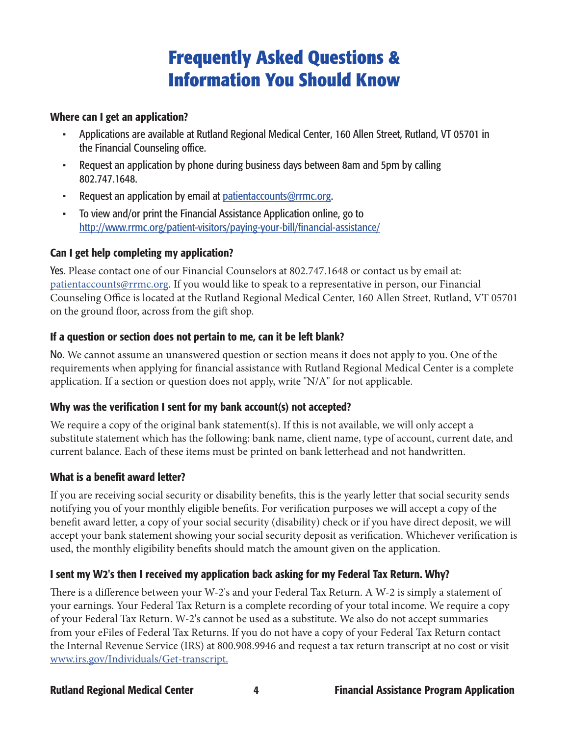# Frequently Asked Questions & Information You Should Know

### Where can I get an application?

- Applications are available at Rutland Regional Medical Center, 160 Allen Street, Rutland, VT 05701 in the Financial Counseling office.
- Request an application by phone during business days between 8am and 5pm by calling 802.747.1648.
- Request an application by email at patientaccounts@rrmc.org.
- To view and/or print the Financial Assistance Application online, go to http://www.rrmc.org/patient-visitors/paying-your-bill/financial-assistance/

### Can I get help completing my application?

Yes. Please contact one of our Financial Counselors at 802.747.1648 or contact us by email at: patientaccounts@rrmc.org. If you would like to speak to a representative in person, our Financial Counseling Office is located at the Rutland Regional Medical Center, 160 Allen Street, Rutland, VT 05701 on the ground floor, across from the gift shop.

### If a question or section does not pertain to me, can it be left blank?

No. We cannot assume an unanswered question or section means it does not apply to you. One of the requirements when applying for financial assistance with Rutland Regional Medical Center is a complete application. If a section or question does not apply, write "N/A" for not applicable.

### Why was the verification I sent for my bank account(s) not accepted?

We require a copy of the original bank statement(s). If this is not available, we will only accept a substitute statement which has the following: bank name, client name, type of account, current date, and current balance. Each of these items must be printed on bank letterhead and not handwritten.

### What is a benefit award letter?

If you are receiving social security or disability benefits, this is the yearly letter that social security sends notifying you of your monthly eligible benefits. For verification purposes we will accept a copy of the benefit award letter, a copy of your social security (disability) check or if you have direct deposit, we will accept your bank statement showing your social security deposit as verification. Whichever verification is used, the monthly eligibility benefits should match the amount given on the application.

### I sent my W2's then I received my application back asking for my Federal Tax Return. Why?

There is a difference between your W-2's and your Federal Tax Return. A W-2 is simply a statement of your earnings. Your Federal Tax Return is a complete recording of your total income. We require a copy of your Federal Tax Return. W-2's cannot be used as a substitute. We also do not accept summaries from your eFiles of Federal Tax Returns. If you do not have a copy of your Federal Tax Return contact the Internal Revenue Service (IRS) at 800.908.9946 and request a tax return transcript at no cost or visit www.irs.gov/Individuals/Get-transcript.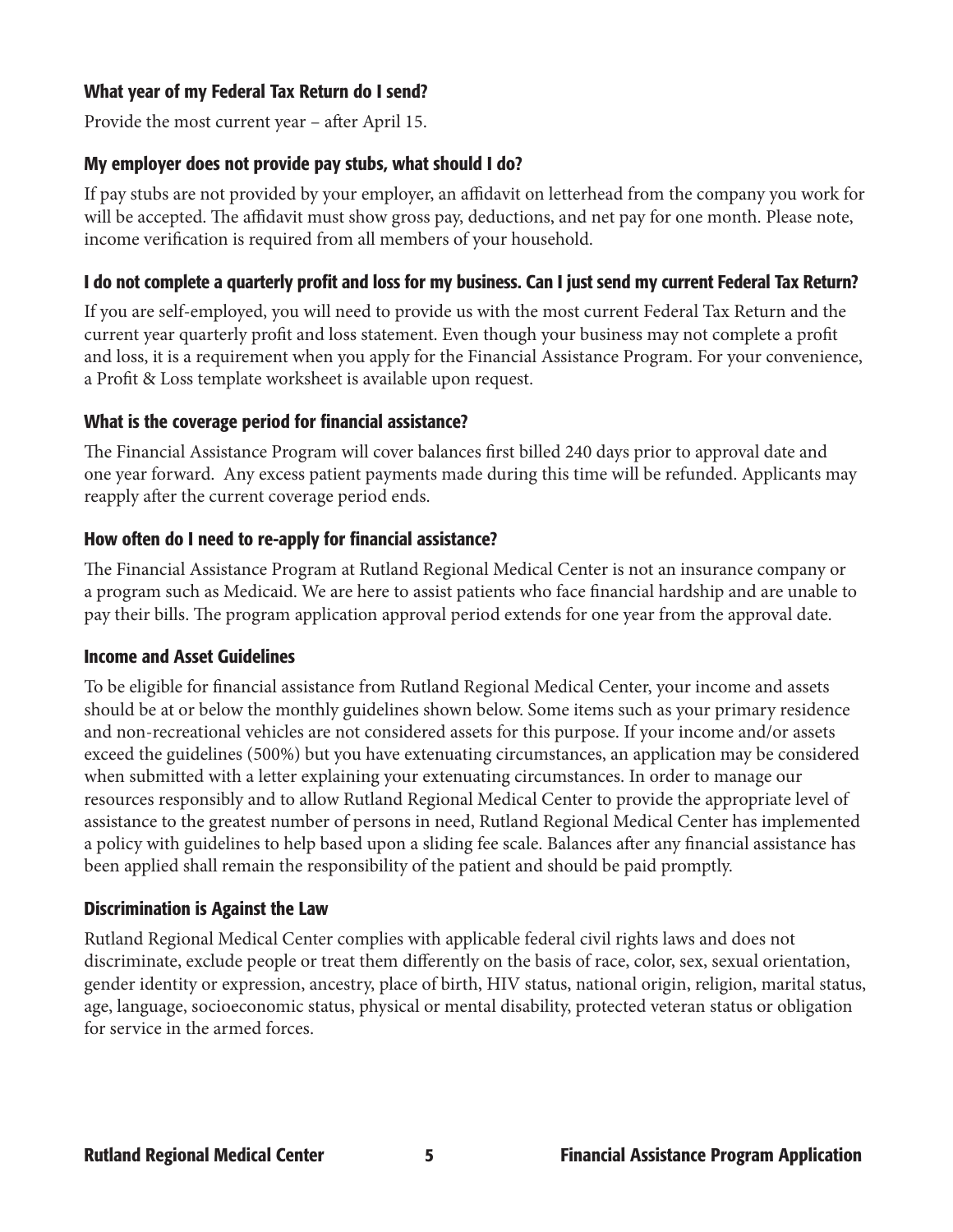### What year of my Federal Tax Return do I send?

Provide the most current year – after April 15.

### My employer does not provide pay stubs, what should I do?

If pay stubs are not provided by your employer, an affidavit on letterhead from the company you work for will be accepted. The affidavit must show gross pay, deductions, and net pay for one month. Please note, income verification is required from all members of your household.

### I do not complete a quarterly profit and loss for my business. Can I just send my current Federal Tax Return?

If you are self-employed, you will need to provide us with the most current Federal Tax Return and the current year quarterly profit and loss statement. Even though your business may not complete a profit and loss, it is a requirement when you apply for the Financial Assistance Program. For your convenience, a Profit & Loss template worksheet is available upon request.

### What is the coverage period for financial assistance?

The Financial Assistance Program will cover balances first billed 240 days prior to approval date and one year forward. Any excess patient payments made during this time will be refunded. Applicants may reapply after the current coverage period ends.

### How often do I need to re-apply for financial assistance?

The Financial Assistance Program at Rutland Regional Medical Center is not an insurance company or a program such as Medicaid. We are here to assist patients who face financial hardship and are unable to pay their bills. The program application approval period extends for one year from the approval date.

### Income and Asset Guidelines

To be eligible for financial assistance from Rutland Regional Medical Center, your income and assets should be at or below the monthly guidelines shown below. Some items such as your primary residence and non-recreational vehicles are not considered assets for this purpose. If your income and/or assets exceed the guidelines (500%) but you have extenuating circumstances, an application may be considered when submitted with a letter explaining your extenuating circumstances. In order to manage our resources responsibly and to allow Rutland Regional Medical Center to provide the appropriate level of assistance to the greatest number of persons in need, Rutland Regional Medical Center has implemented a policy with guidelines to help based upon a sliding fee scale. Balances after any financial assistance has been applied shall remain the responsibility of the patient and should be paid promptly.

### Discrimination is Against the Law

Rutland Regional Medical Center complies with applicable federal civil rights laws and does not discriminate, exclude people or treat them differently on the basis of race, color, sex, sexual orientation, gender identity or expression, ancestry, place of birth, HIV status, national origin, religion, marital status, age, language, socioeconomic status, physical or mental disability, protected veteran status or obligation for service in the armed forces.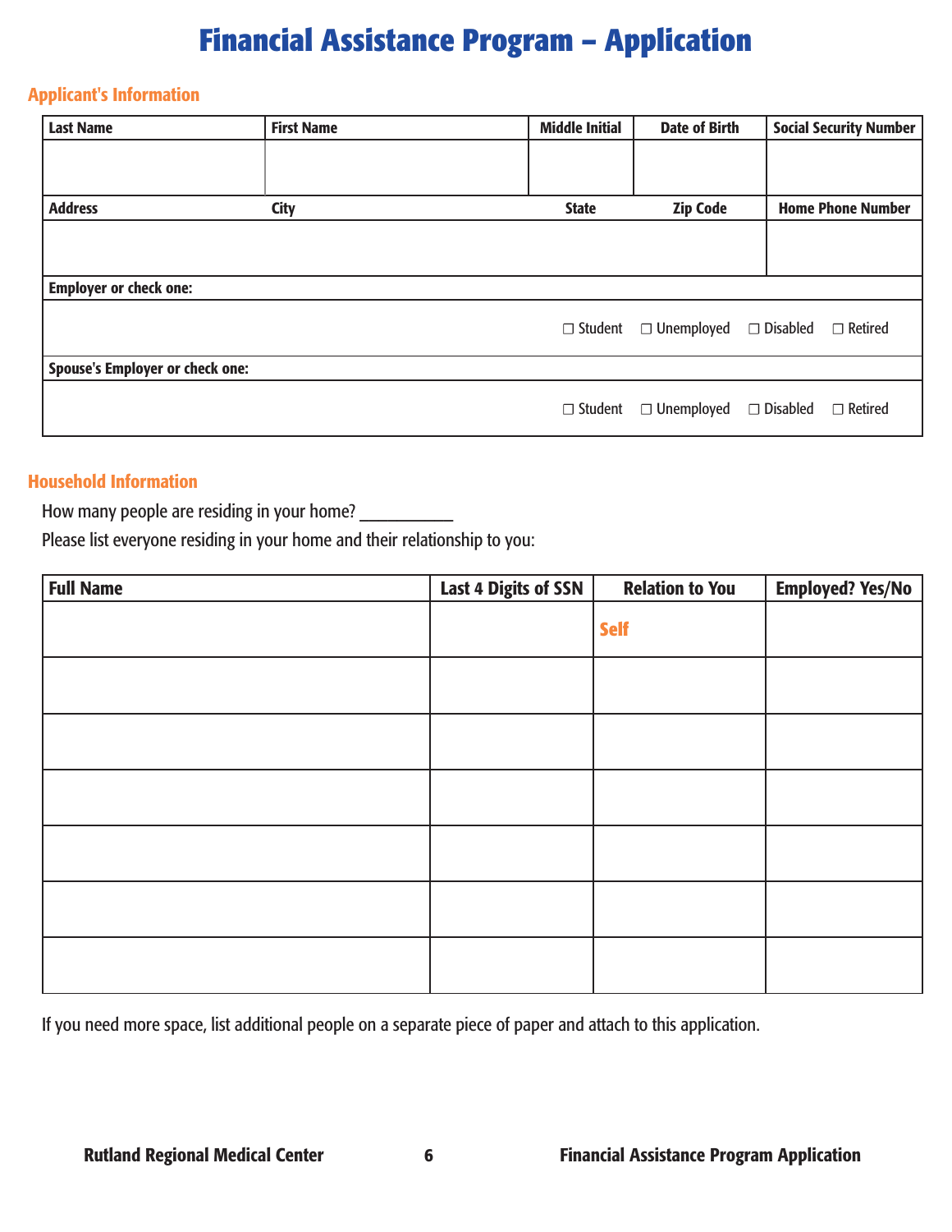# Financial Assistance Program – Application

## Applicant's Information

| Last Name | First Name | Middle Initial | Date of Birth | Social Security Number |
|---|---|---|---|---|
| | | | | |
| **Address** | **City** | **State** | **Zip Code** | **Home Phone Number** |
| | | | | |

| Employer or check one: |
|---|
| ☐ Student ☐ Unemployed ☐ Disabled ☐ Retired |
| **Spouse's Employer or check one:** |
| ☐ Student ☐ Unemployed ☐ Disabled ☐ Retired |

## Household Information

How many people are residing in your home? __________

Please list everyone residing in your home and their relationship to you:

| Full Name | Last 4 Digits of SSN | Relation to You | Employed? Yes/No |
|---|---|---|---|
| | | Self | |
| | | | |
| | | | |
| | | | |
| | | | |
| | | | |
| | | | |

If you need more space, list additional people on a separate piece of paper and attach to this application.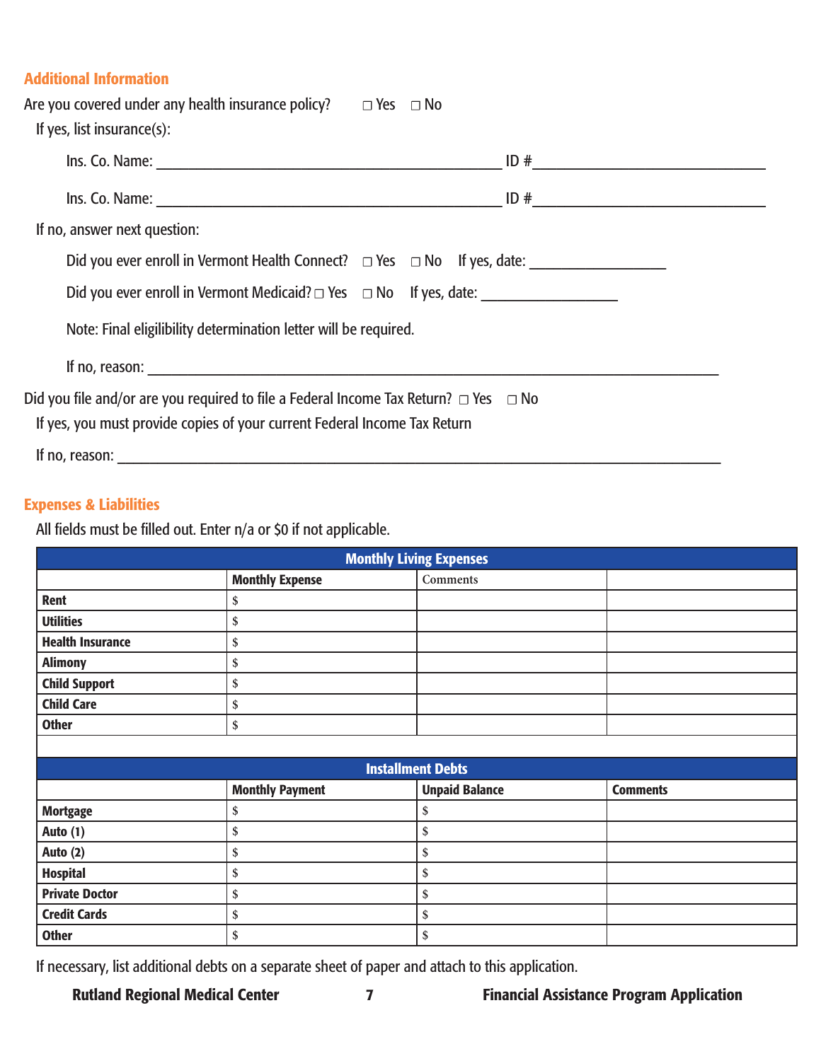## Additional Information

Are you covered under any health insurance policy? ☐ Yes ☐ No

If yes, list insurance(s):

Ins. Co. Name: ______________________________ ID #______________________

Ins. Co. Name: ______________________________ ID #______________________

If no, answer next question:

Did you ever enroll in Vermont Health Connect? ☐ Yes ☐ No If yes, date: ____________

Did you ever enroll in Vermont Medicaid? ☐ Yes ☐ No If yes, date: ____________

Note: Final eligilibility determination letter will be required.

If no, reason: ______________________________________________

Did you file and/or are you required to file a Federal Income Tax Return? ☐ Yes ☐ No

If yes, you must provide copies of your current Federal Income Tax Return

If no, reason: ______________________________________________

## Expenses & Liabilities

All fields must be filled out. Enter n/a or $0 if not applicable.

| Monthly Living Expenses | | | |
|---|---|---|---|
| | **Monthly Expense** | Comments | |
| **Rent** | $ | | |
| **Utilities** | $ | | |
| **Health Insurance** | $ | | |
| **Alimony** | $ | | |
| **Child Support** | $ | | |
| **Child Care** | $ | | |
| **Other** | $ | | |

| Installment Debts | | | |
|---|---|---|---|
| | **Monthly Payment** | **Unpaid Balance** | **Comments** |
| **Mortgage** | $ | $ | |
| **Auto (1)** | $ | $ | |
| **Auto (2)** | $ | $ | |
| **Hospital** | $ | $ | |
| **Private Doctor** | $ | $ | |
| **Credit Cards** | $ | $ | |
| **Other** | $ | $ | |

If necessary, list additional debts on a separate sheet of paper and attach to this application.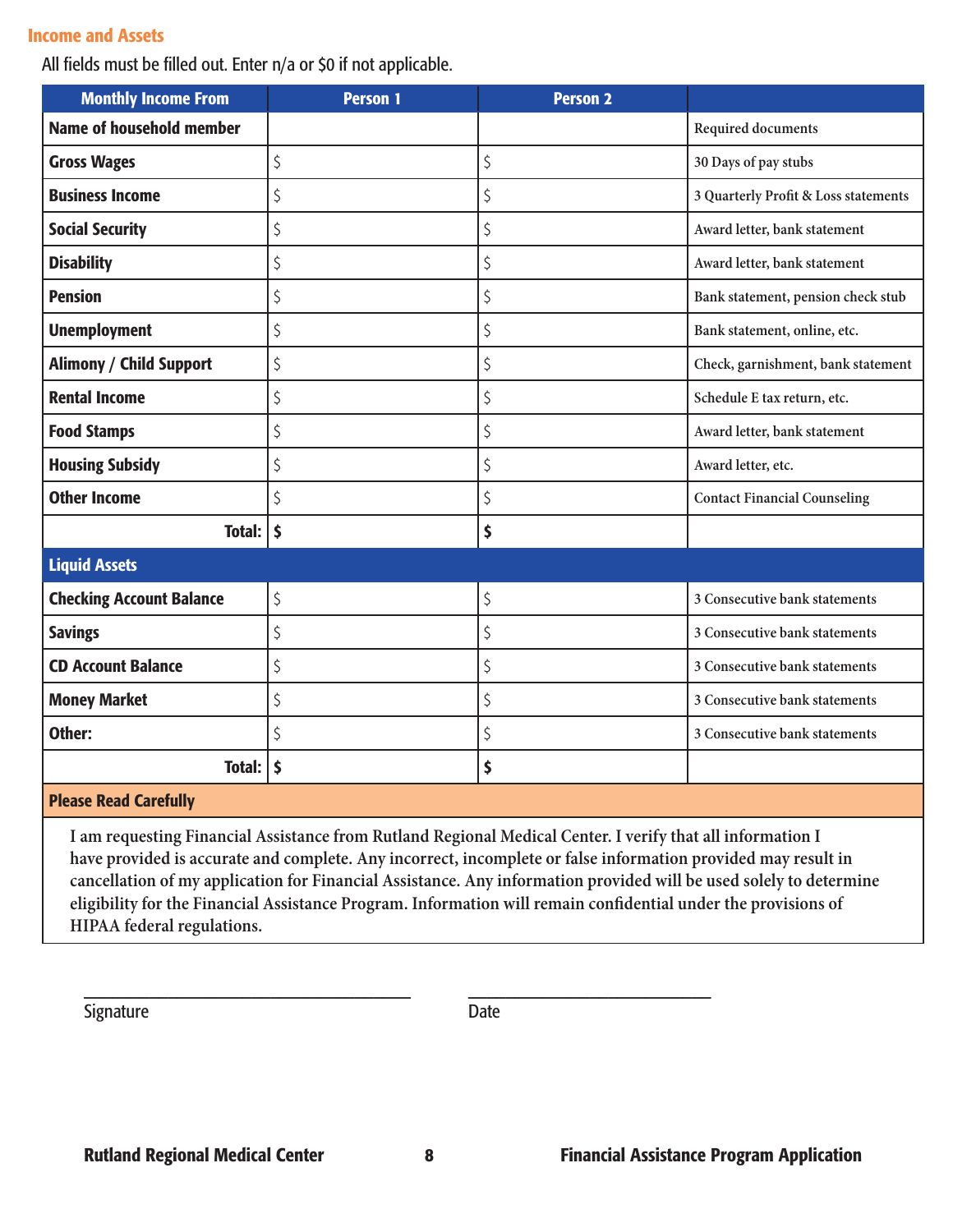## Income and Assets

All fields must be filled out. Enter n/a or $0 if not applicable.

| Monthly Income From | Person 1 | Person 2 | |
|---|---|---|---|
| **Name of household member** | | | Required documents |
| **Gross Wages** | $ | $ | 30 Days of pay stubs |
| **Business Income** | $ | $ | 3 Quarterly Profit & Loss statements |
| **Social Security** | $ | $ | Award letter, bank statement |
| **Disability** | $ | $ | Award letter, bank statement |
| **Pension** | $ | $ | Bank statement, pension check stub |
| **Unemployment** | $ | $ | Bank statement, online, etc. |
| **Alimony / Child Support** | $ | $ | Check, garnishment, bank statement |
| **Rental Income** | $ | $ | Schedule E tax return, etc. |
| **Food Stamps** | $ | $ | Award letter, bank statement |
| **Housing Subsidy** | $ | $ | Award letter, etc. |
| **Other Income** | $ | $ | Contact Financial Counseling |
| **Total:** | **$** | **$** | |
| **Liquid Assets** | | | |
| **Checking Account Balance** | $ | $ | 3 Consecutive bank statements |
| **Savings** | $ | $ | 3 Consecutive bank statements |
| **CD Account Balance** | $ | $ | 3 Consecutive bank statements |
| **Money Market** | $ | $ | 3 Consecutive bank statements |
| **Other:** | $ | $ | 3 Consecutive bank statements |
| **Total:** | **$** | **$** | |

**Please Read Carefully**

I am requesting Financial Assistance from Rutland Regional Medical Center. I verify that all information I have provided is accurate and complete. Any incorrect, incomplete or false information provided may result in cancellation of my application for Financial Assistance. Any information provided will be used solely to determine eligibility for the Financial Assistance Program. Information will remain confidential under the provisions of HIPAA federal regulations.

\_\_\_\_\_\_\_\_\_\_\_\_\_\_\_\_\_\_\_\_\_\_\_\_\_\_\_\_\_\_ \_\_\_\_\_\_\_\_\_\_\_\_\_\_\_\_\_\_\_\_\_\_

Signature Date